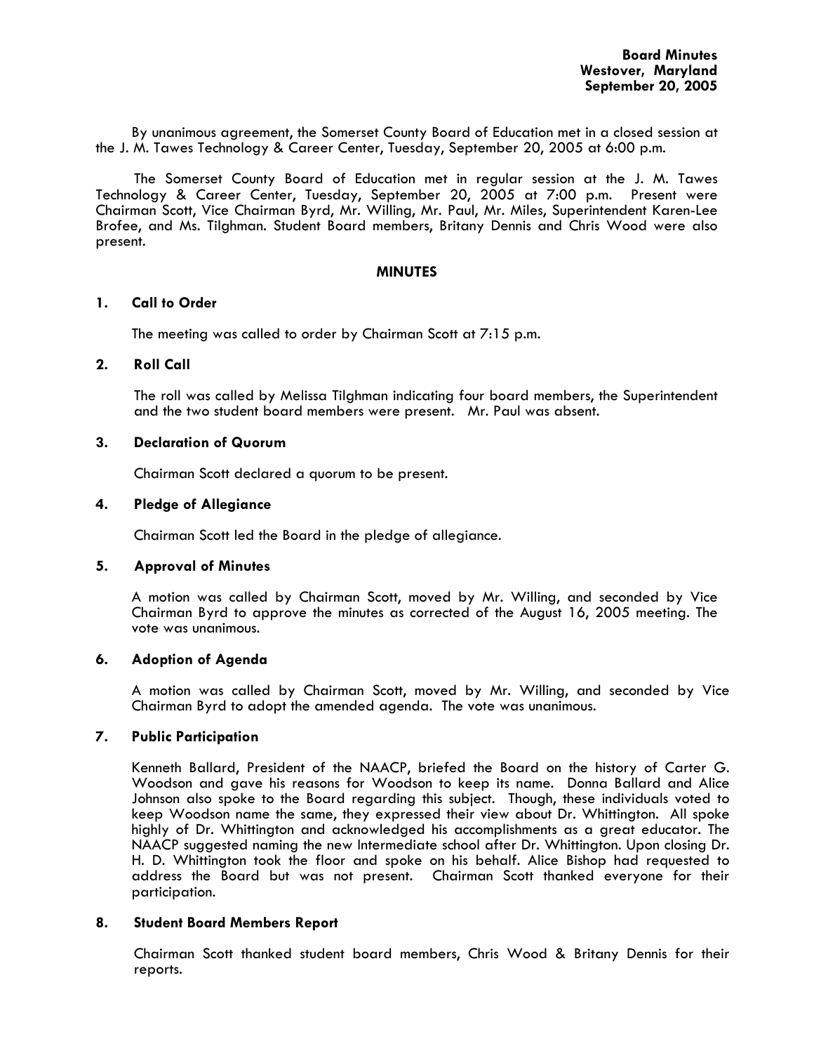**Board Minutes**
**Westover, Maryland**
**September 20, 2005**

By unanimous agreement, the Somerset County Board of Education met in a closed session at the J. M. Tawes Technology & Career Center, Tuesday, September 20, 2005 at 6:00 p.m.

The Somerset County Board of Education met in regular session at the J. M. Tawes Technology & Career Center, Tuesday, September 20, 2005 at 7:00 p.m. Present were Chairman Scott, Vice Chairman Byrd, Mr. Willing, Mr. Paul, Mr. Miles, Superintendent Karen-Lee Brofee, and Ms. Tilghman. Student Board members, Britany Dennis and Chris Wood were also present.

## MINUTES

### 1. Call to Order

The meeting was called to order by Chairman Scott at 7:15 p.m.

### 2. Roll Call

The roll was called by Melissa Tilghman indicating four board members, the Superintendent and the two student board members were present. Mr. Paul was absent.

### 3. Declaration of Quorum

Chairman Scott declared a quorum to be present.

### 4. Pledge of Allegiance

Chairman Scott led the Board in the pledge of allegiance.

### 5. Approval of Minutes

A motion was called by Chairman Scott, moved by Mr. Willing, and seconded by Vice Chairman Byrd to approve the minutes as corrected of the August 16, 2005 meeting. The vote was unanimous.

### 6. Adoption of Agenda

A motion was called by Chairman Scott, moved by Mr. Willing, and seconded by Vice Chairman Byrd to adopt the amended agenda. The vote was unanimous.

### 7. Public Participation

Kenneth Ballard, President of the NAACP, briefed the Board on the history of Carter G. Woodson and gave his reasons for Woodson to keep its name. Donna Ballard and Alice Johnson also spoke to the Board regarding this subject. Though, these individuals voted to keep Woodson name the same, they expressed their view about Dr. Whittington. All spoke highly of Dr. Whittington and acknowledged his accomplishments as a great educator. The NAACP suggested naming the new Intermediate school after Dr. Whittington. Upon closing Dr. H. D. Whittington took the floor and spoke on his behalf. Alice Bishop had requested to address the Board but was not present. Chairman Scott thanked everyone for their participation.

### 8. Student Board Members Report

Chairman Scott thanked student board members, Chris Wood & Britany Dennis for their reports.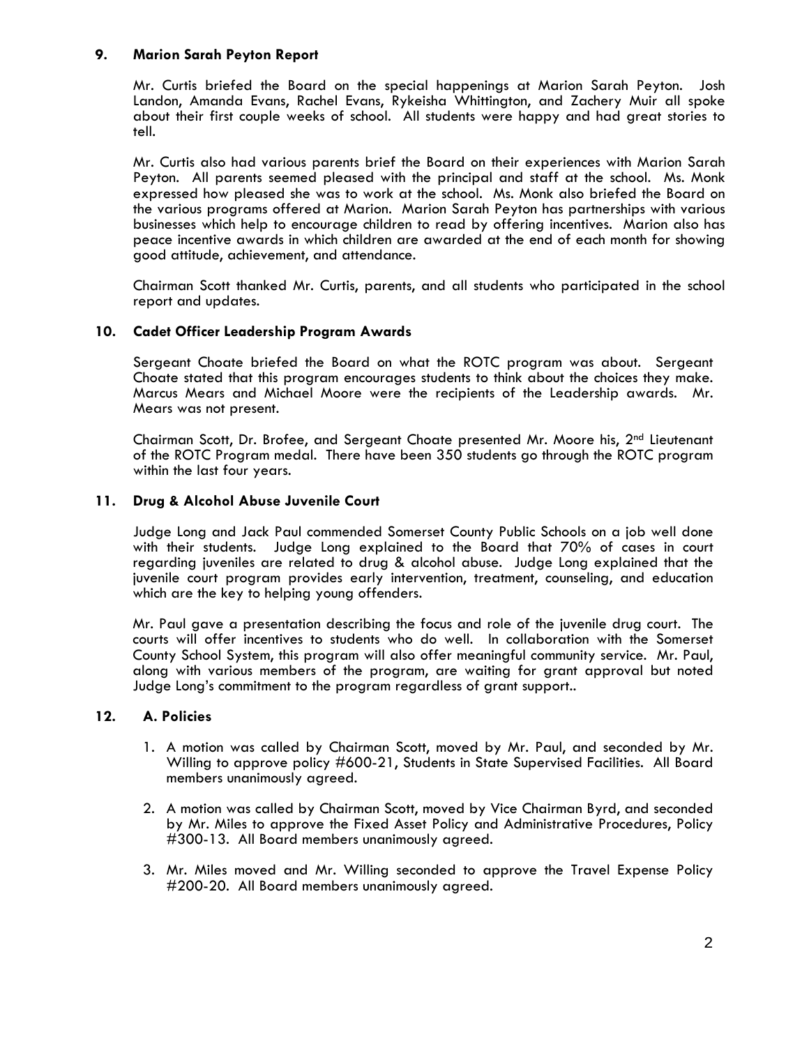**9. Marion Sarah Peyton Report**

Mr. Curtis briefed the Board on the special happenings at Marion Sarah Peyton. Josh Landon, Amanda Evans, Rachel Evans, Rykeisha Whittington, and Zachery Muir all spoke about their first couple weeks of school. All students were happy and had great stories to tell.

Mr. Curtis also had various parents brief the Board on their experiences with Marion Sarah Peyton. All parents seemed pleased with the principal and staff at the school. Ms. Monk expressed how pleased she was to work at the school. Ms. Monk also briefed the Board on the various programs offered at Marion. Marion Sarah Peyton has partnerships with various businesses which help to encourage children to read by offering incentives. Marion also has peace incentive awards in which children are awarded at the end of each month for showing good attitude, achievement, and attendance.

Chairman Scott thanked Mr. Curtis, parents, and all students who participated in the school report and updates.

**10. Cadet Officer Leadership Program Awards**

Sergeant Choate briefed the Board on what the ROTC program was about. Sergeant Choate stated that this program encourages students to think about the choices they make. Marcus Mears and Michael Moore were the recipients of the Leadership awards. Mr. Mears was not present.

Chairman Scott, Dr. Brofee, and Sergeant Choate presented Mr. Moore his, 2nd Lieutenant of the ROTC Program medal. There have been 350 students go through the ROTC program within the last four years.

**11. Drug & Alcohol Abuse Juvenile Court**

Judge Long and Jack Paul commended Somerset County Public Schools on a job well done with their students. Judge Long explained to the Board that 70% of cases in court regarding juveniles are related to drug & alcohol abuse. Judge Long explained that the juvenile court program provides early intervention, treatment, counseling, and education which are the key to helping young offenders.

Mr. Paul gave a presentation describing the focus and role of the juvenile drug court. The courts will offer incentives to students who do well. In collaboration with the Somerset County School System, this program will also offer meaningful community service. Mr. Paul, along with various members of the program, are waiting for grant approval but noted Judge Long's commitment to the program regardless of grant support..

**12. A. Policies**

1. A motion was called by Chairman Scott, moved by Mr. Paul, and seconded by Mr. Willing to approve policy #600-21, Students in State Supervised Facilities. All Board members unanimously agreed.
2. A motion was called by Chairman Scott, moved by Vice Chairman Byrd, and seconded by Mr. Miles to approve the Fixed Asset Policy and Administrative Procedures, Policy #300-13. All Board members unanimously agreed.
3. Mr. Miles moved and Mr. Willing seconded to approve the Travel Expense Policy #200-20. All Board members unanimously agreed.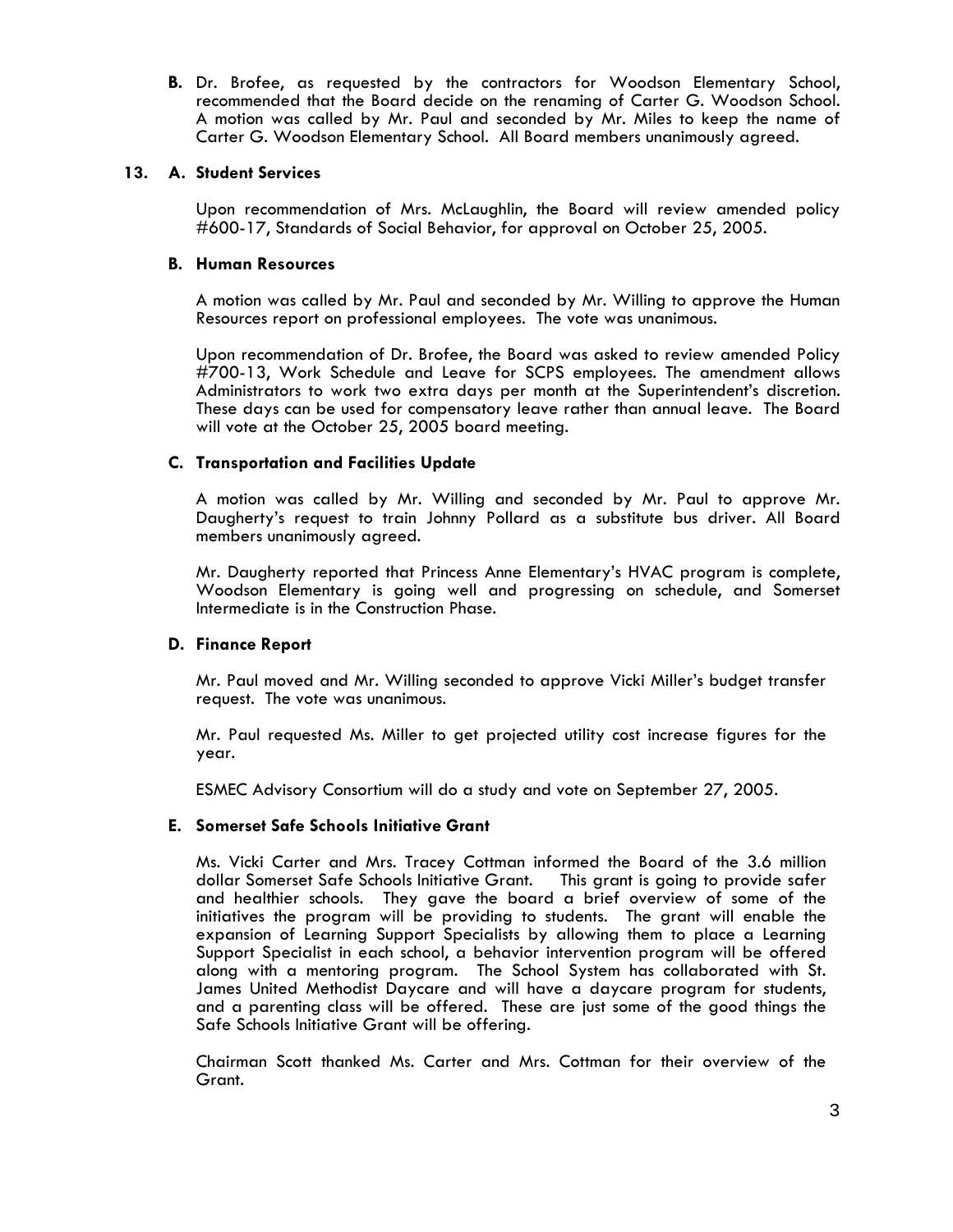**B.** Dr. Brofee, as requested by the contractors for Woodson Elementary School, recommended that the Board decide on the renaming of Carter G. Woodson School. A motion was called by Mr. Paul and seconded by Mr. Miles to keep the name of Carter G. Woodson Elementary School. All Board members unanimously agreed.

**13. A. Student Services**

Upon recommendation of Mrs. McLaughlin, the Board will review amended policy #600-17, Standards of Social Behavior, for approval on October 25, 2005.

**B. Human Resources**

A motion was called by Mr. Paul and seconded by Mr. Willing to approve the Human Resources report on professional employees. The vote was unanimous.

Upon recommendation of Dr. Brofee, the Board was asked to review amended Policy #700-13, Work Schedule and Leave for SCPS employees. The amendment allows Administrators to work two extra days per month at the Superintendent's discretion. These days can be used for compensatory leave rather than annual leave. The Board will vote at the October 25, 2005 board meeting.

**C. Transportation and Facilities Update**

A motion was called by Mr. Willing and seconded by Mr. Paul to approve Mr. Daugherty's request to train Johnny Pollard as a substitute bus driver. All Board members unanimously agreed.

Mr. Daugherty reported that Princess Anne Elementary's HVAC program is complete, Woodson Elementary is going well and progressing on schedule, and Somerset Intermediate is in the Construction Phase.

**D. Finance Report**

Mr. Paul moved and Mr. Willing seconded to approve Vicki Miller's budget transfer request. The vote was unanimous.

Mr. Paul requested Ms. Miller to get projected utility cost increase figures for the year.

ESMEC Advisory Consortium will do a study and vote on September 27, 2005.

**E. Somerset Safe Schools Initiative Grant**

Ms. Vicki Carter and Mrs. Tracey Cottman informed the Board of the 3.6 million dollar Somerset Safe Schools Initiative Grant. This grant is going to provide safer and healthier schools. They gave the board a brief overview of some of the initiatives the program will be providing to students. The grant will enable the expansion of Learning Support Specialists by allowing them to place a Learning Support Specialist in each school, a behavior intervention program will be offered along with a mentoring program. The School System has collaborated with St. James United Methodist Daycare and will have a daycare program for students, and a parenting class will be offered. These are just some of the good things the Safe Schools Initiative Grant will be offering.

Chairman Scott thanked Ms. Carter and Mrs. Cottman for their overview of the Grant.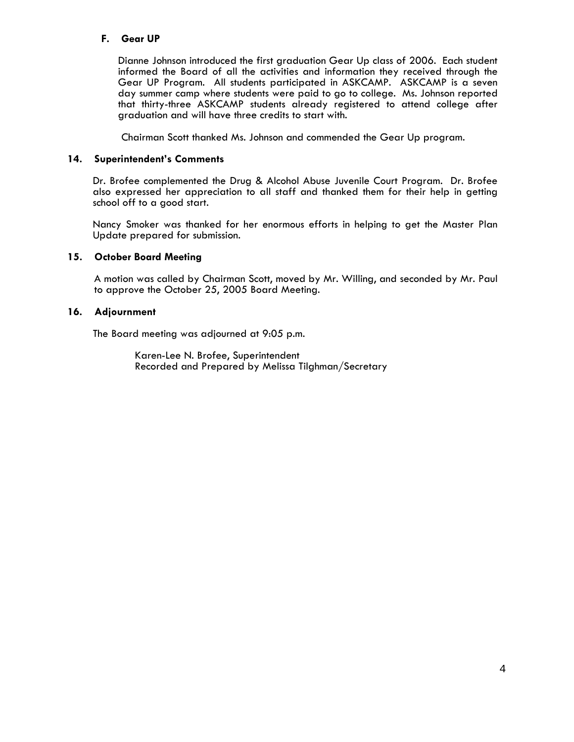### F. Gear UP

Dianne Johnson introduced the first graduation Gear Up class of 2006. Each student informed the Board of all the activities and information they received through the Gear UP Program. All students participated in ASKCAMP. ASKCAMP is a seven day summer camp where students were paid to go to college. Ms. Johnson reported that thirty-three ASKCAMP students already registered to attend college after graduation and will have three credits to start with.

Chairman Scott thanked Ms. Johnson and commended the Gear Up program.

## 14. Superintendent's Comments

Dr. Brofee complemented the Drug & Alcohol Abuse Juvenile Court Program. Dr. Brofee also expressed her appreciation to all staff and thanked them for their help in getting school off to a good start.

Nancy Smoker was thanked for her enormous efforts in helping to get the Master Plan Update prepared for submission.

## 15. October Board Meeting

A motion was called by Chairman Scott, moved by Mr. Willing, and seconded by Mr. Paul to approve the October 25, 2005 Board Meeting.

## 16. Adjournment

The Board meeting was adjourned at 9:05 p.m.

Karen-Lee N. Brofee, Superintendent
Recorded and Prepared by Melissa Tilghman/Secretary